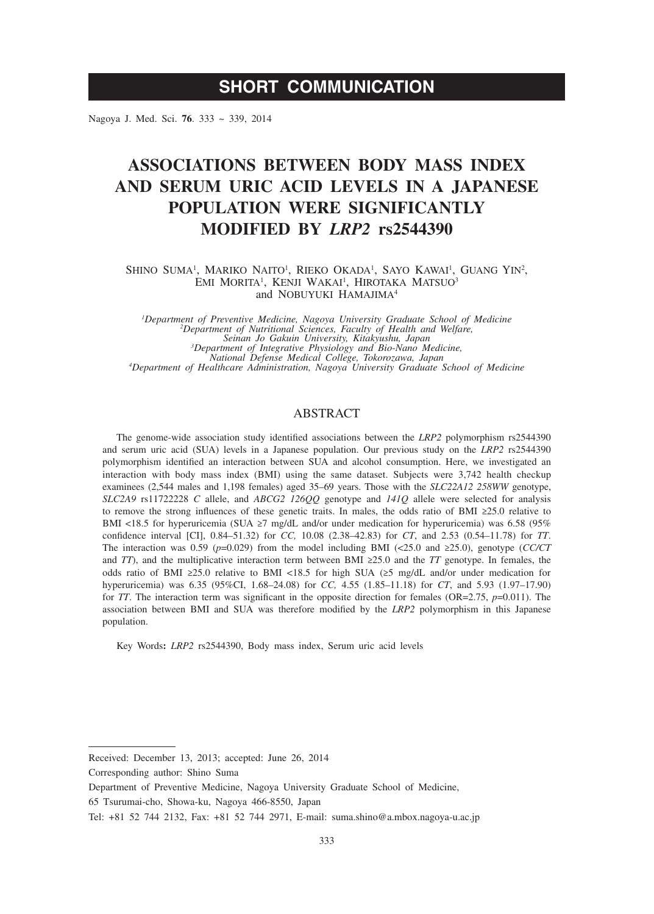SHORT COMMUNICATION

# ASSOCIATIONS BETWEEN BODY MASS INDEX AND SERUM URIC ACID LEVELS IN A JAPANESE POPULATION WERE SIGNIFICANTLY MODIFIED BY *LRP2* rs2544390

SHINO SUMA[1], MARIKO NAITO[1], RIEKO OKADA[1], SAYO KAWAI[1], GUANG YIN[2], EMI MORITA[1], KENJI WAKAI[1], HIROTAKA MATSUO[3] and NOBUYUKI HAMAJIMA[4]

*[1]Department of Preventive Medicine, Nagoya University Graduate School of Medicine*
*[2]Department of Nutritional Sciences, Faculty of Health and Welfare, Seinan Jo Gakuin University, Kitakyushu, Japan*
*[3]Department of Integrative Physiology and Bio-Nano Medicine, National Defense Medical College, Tokorozawa, Japan*
*[4]Department of Healthcare Administration, Nagoya University Graduate School of Medicine*

## ABSTRACT

The genome-wide association study identified associations between the *LRP2* polymorphism rs2544390 and serum uric acid (SUA) levels in a Japanese population. Our previous study on the *LRP2* rs2544390 polymorphism identified an interaction between SUA and alcohol consumption. Here, we investigated an interaction with body mass index (BMI) using the same dataset. Subjects were 3,742 health checkup examinees (2,544 males and 1,198 females) aged 35–69 years. Those with the *SLC22A12 258WW* genotype, *SLC2A9* rs11722228 *C* allele, and *ABCG2 126QQ* genotype and *141Q* allele were selected for analysis to remove the strong influences of these genetic traits. In males, the odds ratio of BMI ≥25.0 relative to BMI <18.5 for hyperuricemia (SUA ≥7 mg/dL and/or under medication for hyperuricemia) was 6.58 (95% confidence interval [CI], 0.84–51.32) for *CC,* 10.08 (2.38–42.83) for *CT*, and 2.53 (0.54–11.78) for *TT*. The interaction was 0.59 ($p$=0.029) from the model including BMI (<25.0 and ≥25.0), genotype (*CC/CT* and *TT*), and the multiplicative interaction term between BMI ≥25.0 and the *TT* genotype. In females, the odds ratio of BMI ≥25.0 relative to BMI <18.5 for high SUA (≥5 mg/dL and/or under medication for hyperuricemia) was 6.35 (95%CI, 1.68–24.08) for *CC,* 4.55 (1.85–11.18) for *CT*, and 5.93 (1.97–17.90) for *TT*. The interaction term was significant in the opposite direction for females (OR=2.75, $p$=0.011). The association between BMI and SUA was therefore modified by the *LRP2* polymorphism in this Japanese population.

Key Words**:** *LRP2* rs2544390, Body mass index, Serum uric acid levels

---

Received: December 13, 2013; accepted: June 26, 2014

Corresponding author: Shino Suma

Department of Preventive Medicine, Nagoya University Graduate School of Medicine,

65 Tsurumai-cho, Showa-ku, Nagoya 466-8550, Japan

Tel: +81 52 744 2132, Fax: +81 52 744 2971, E-mail: suma.shino@a.mbox.nagoya-u.ac.jp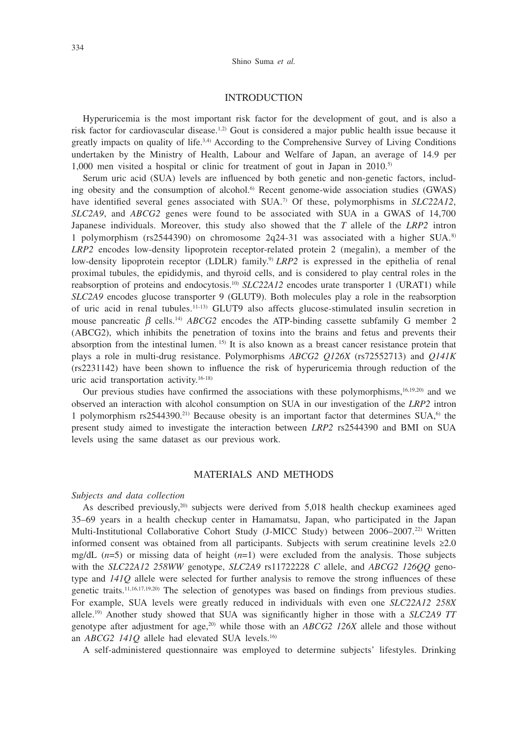## INTRODUCTION

Hyperuricemia is the most important risk factor for the development of gout, and is also a risk factor for cardiovascular disease.[1,2] Gout is considered a major public health issue because it greatly impacts on quality of life.[3,4] According to the Comprehensive Survey of Living Conditions undertaken by the Ministry of Health, Labour and Welfare of Japan, an average of 14.9 per 1,000 men visited a hospital or clinic for treatment of gout in Japan in 2010.[5]

Serum uric acid (SUA) levels are influenced by both genetic and non-genetic factors, including obesity and the consumption of alcohol.[6] Recent genome-wide association studies (GWAS) have identified several genes associated with SUA.[7] Of these, polymorphisms in *SLC22A12*, *SLC2A9*, and *ABCG2* genes were found to be associated with SUA in a GWAS of 14,700 Japanese individuals. Moreover, this study also showed that the *T* allele of the *LRP2* intron 1 polymorphism (rs2544390) on chromosome 2q24-31 was associated with a higher SUA.[8] *LRP2* encodes low-density lipoprotein receptor-related protein 2 (megalin), a member of the low-density lipoprotein receptor (LDLR) family.[9] *LRP2* is expressed in the epithelia of renal proximal tubules, the epididymis, and thyroid cells, and is considered to play central roles in the reabsorption of proteins and endocytosis.[10] *SLC22A12* encodes urate transporter 1 (URAT1) while *SLC2A9* encodes glucose transporter 9 (GLUT9). Both molecules play a role in the reabsorption of uric acid in renal tubules.[11-13] GLUT9 also affects glucose-stimulated insulin secretion in mouse pancreatic $\beta$ cells.[14] *ABCG2* encodes the ATP-binding cassette subfamily G member 2 (ABCG2), which inhibits the penetration of toxins into the brains and fetus and prevents their absorption from the intestinal lumen.[15] It is also known as a breast cancer resistance protein that plays a role in multi-drug resistance. Polymorphisms *ABCG2 Q126X* (rs72552713) and *Q141K* (rs2231142) have been shown to influence the risk of hyperuricemia through reduction of the uric acid transportation activity.[16-18]

Our previous studies have confirmed the associations with these polymorphisms,[16,19,20] and we observed an interaction with alcohol consumption on SUA in our investigation of the *LRP2* intron 1 polymorphism rs2544390.[21] Because obesity is an important factor that determines SUA,[6] the present study aimed to investigate the interaction between *LRP2* rs2544390 and BMI on SUA levels using the same dataset as our previous work.

## MATERIALS AND METHODS

### *Subjects and data collection*

As described previously,[20] subjects were derived from 5,018 health checkup examinees aged 35–69 years in a health checkup center in Hamamatsu, Japan, who participated in the Japan Multi-Institutional Collaborative Cohort Study (J-MICC Study) between 2006–2007.[22] Written informed consent was obtained from all participants. Subjects with serum creatinine levels ≥2.0 mg/dL ($n$=5) or missing data of height ($n$=1) were excluded from the analysis. Those subjects with the *SLC22A12 258WW* genotype, *SLC2A9* rs11722228 *C* allele, and *ABCG2 126QQ* genotype and *141Q* allele were selected for further analysis to remove the strong influences of these genetic traits.[11,16,17,19,20] The selection of genotypes was based on findings from previous studies. For example, SUA levels were greatly reduced in individuals with even one *SLC22A12 258X* allele.[19] Another study showed that SUA was significantly higher in those with a *SLC2A9 TT* genotype after adjustment for age,[20] while those with an *ABCG2 126X* allele and those without an *ABCG2 141Q* allele had elevated SUA levels.[16]

A self-administered questionnaire was employed to determine subjects' lifestyles. Drinking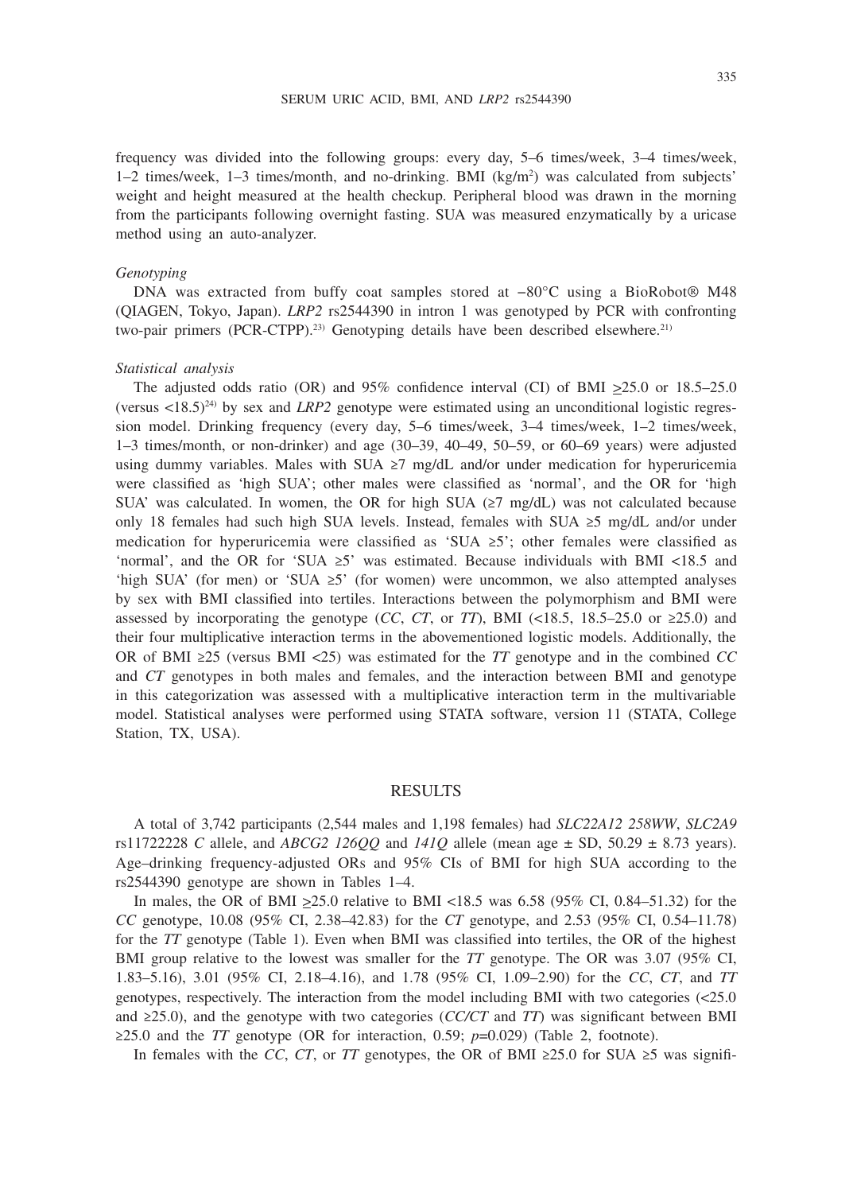frequency was divided into the following groups: every day, 5–6 times/week, 3–4 times/week, 1–2 times/week, 1–3 times/month, and no-drinking. BMI ($kg/m^2$) was calculated from subjects' weight and height measured at the health checkup. Peripheral blood was drawn in the morning from the participants following overnight fasting. SUA was measured enzymatically by a uricase method using an auto-analyzer.

### *Genotyping*

DNA was extracted from buffy coat samples stored at −80°C using a BioRobot® M48 (QIAGEN, Tokyo, Japan). *LRP2* rs2544390 in intron 1 was genotyped by PCR with confronting two-pair primers (PCR-CTPP).[23] Genotyping details have been described elsewhere.[21]

### *Statistical analysis*

The adjusted odds ratio (OR) and 95% confidence interval (CI) of BMI ≥25.0 or 18.5–25.0 (versus <18.5)[24] by sex and *LRP2* genotype were estimated using an unconditional logistic regression model. Drinking frequency (every day, 5–6 times/week, 3–4 times/week, 1–2 times/week, 1–3 times/month, or non-drinker) and age (30–39, 40–49, 50–59, or 60–69 years) were adjusted using dummy variables. Males with SUA ≥7 mg/dL and/or under medication for hyperuricemia were classified as 'high SUA'; other males were classified as 'normal', and the OR for 'high SUA' was calculated. In women, the OR for high SUA (≥7 mg/dL) was not calculated because only 18 females had such high SUA levels. Instead, females with SUA ≥5 mg/dL and/or under medication for hyperuricemia were classified as 'SUA ≥5'; other females were classified as 'normal', and the OR for 'SUA ≥5' was estimated. Because individuals with BMI <18.5 and 'high SUA' (for men) or 'SUA ≥5' (for women) were uncommon, we also attempted analyses by sex with BMI classified into tertiles. Interactions between the polymorphism and BMI were assessed by incorporating the genotype (*CC*, *CT*, or *TT*), BMI (<18.5, 18.5–25.0 or ≥25.0) and their four multiplicative interaction terms in the abovementioned logistic models. Additionally, the OR of BMI ≥25 (versus BMI <25) was estimated for the *TT* genotype and in the combined *CC* and *CT* genotypes in both males and females, and the interaction between BMI and genotype in this categorization was assessed with a multiplicative interaction term in the multivariable model. Statistical analyses were performed using STATA software, version 11 (STATA, College Station, TX, USA).

## RESULTS

A total of 3,742 participants (2,544 males and 1,198 females) had *SLC22A12 258WW*, *SLC2A9* rs11722228 *C* allele, and *ABCG2 126QQ* and *141Q* allele (mean age ± SD, 50.29 ± 8.73 years). Age–drinking frequency-adjusted ORs and 95% CIs of BMI for high SUA according to the rs2544390 genotype are shown in Tables 1–4.

In males, the OR of BMI ≥25.0 relative to BMI <18.5 was 6.58 (95% CI, 0.84–51.32) for the *CC* genotype, 10.08 (95% CI, 2.38–42.83) for the *CT* genotype, and 2.53 (95% CI, 0.54–11.78) for the *TT* genotype (Table 1). Even when BMI was classified into tertiles, the OR of the highest BMI group relative to the lowest was smaller for the *TT* genotype. The OR was 3.07 (95% CI, 1.83–5.16), 3.01 (95% CI, 2.18–4.16), and 1.78 (95% CI, 1.09–2.90) for the *CC*, *CT*, and *TT* genotypes, respectively. The interaction from the model including BMI with two categories (<25.0 and ≥25.0), and the genotype with two categories (*CC/CT* and *TT*) was significant between BMI ≥25.0 and the *TT* genotype (OR for interaction, 0.59; $p$=0.029) (Table 2, footnote).

In females with the *CC*, *CT*, or *TT* genotypes, the OR of BMI ≥25.0 for SUA ≥5 was signifi-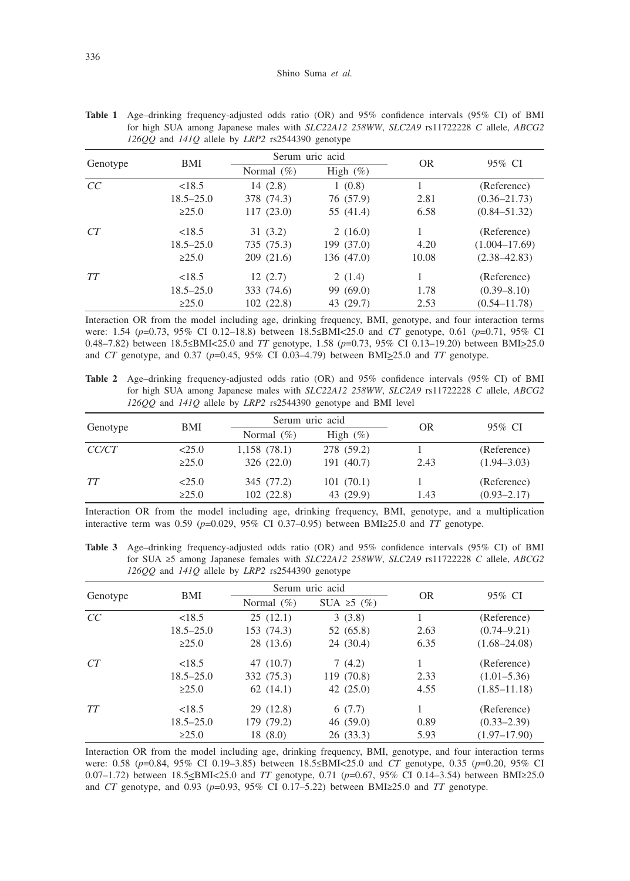**Table 1** Age–drinking frequency-adjusted odds ratio (OR) and 95% confidence intervals (95% CI) of BMI for high SUA among Japanese males with *SLC22A12 258WW*, *SLC2A9* rs11722228 *C* allele, *ABCG2 126QQ* and *141Q* allele by *LRP2* rs2544390 genotype

| Genotype | BMI | Serum uric acid | | OR | 95% CI |
|---|---|---|---|---|---|
| | | Normal (%) | High (%) | | |
| *CC* | <18.5 | 14 (2.8) | 1 (0.8) | 1 | (Reference) |
| | 18.5–25.0 | 378 (74.3) | 76 (57.9) | 2.81 | (0.36–21.73) |
| | ≥25.0 | 117 (23.0) | 55 (41.4) | 6.58 | (0.84–51.32) |
| *CT* | <18.5 | 31 (3.2) | 2 (16.0) | 1 | (Reference) |
| | 18.5–25.0 | 735 (75.3) | 199 (37.0) | 4.20 | (1.004–17.69) |
| | ≥25.0 | 209 (21.6) | 136 (47.0) | 10.08 | (2.38–42.83) |
| *TT* | <18.5 | 12 (2.7) | 2 (1.4) | 1 | (Reference) |
| | 18.5–25.0 | 333 (74.6) | 99 (69.0) | 1.78 | (0.39–8.10) |
| | ≥25.0 | 102 (22.8) | 43 (29.7) | 2.53 | (0.54–11.78) |

Interaction OR from the model including age, drinking frequency, BMI, genotype, and four interaction terms were: 1.54 ($p$=0.73, 95% CI 0.12–18.8) between 18.5≤BMI<25.0 and *CT* genotype, 0.61 ($p$=0.71, 95% CI 0.48–7.82) between 18.5≤BMI<25.0 and *TT* genotype, 1.58 ($p$=0.73, 95% CI 0.13–19.20) between BMI≥25.0 and *CT* genotype, and 0.37 ($p$=0.45, 95% CI 0.03–4.79) between BMI≥25.0 and *TT* genotype.

**Table 2** Age–drinking frequency-adjusted odds ratio (OR) and 95% confidence intervals (95% CI) of BMI for high SUA among Japanese males with *SLC22A12 258WW*, *SLC2A9* rs11722228 *C* allele, *ABCG2 126QQ* and *141Q* allele by *LRP2* rs2544390 genotype and BMI level

| Genotype | BMI | Serum uric acid | | OR | 95% CI |
|---|---|---|---|---|---|
| | | Normal (%) | High (%) | | |
| *CC/CT* | <25.0 | 1,158 (78.1) | 278 (59.2) | 1 | (Reference) |
| | ≥25.0 | 326 (22.0) | 191 (40.7) | 2.43 | (1.94–3.03) |
| *TT* | <25.0 | 345 (77.2) | 101 (70.1) | 1 | (Reference) |
| | ≥25.0 | 102 (22.8) | 43 (29.9) | 1.43 | (0.93–2.17) |

Interaction OR from the model including age, drinking frequency, BMI, genotype, and a multiplication interactive term was 0.59 ($p$=0.029, 95% CI 0.37–0.95) between BMI≥25.0 and *TT* genotype.

**Table 3** Age–drinking frequency-adjusted odds ratio (OR) and 95% confidence intervals (95% CI) of BMI for SUA ≥5 among Japanese females with *SLC22A12 258WW*, *SLC2A9* rs11722228 *C* allele, *ABCG2 126QQ* and *141Q* allele by *LRP2* rs2544390 genotype

| Genotype | BMI | Serum uric acid | | OR | 95% CI |
|---|---|---|---|---|---|
| | | Normal (%) | SUA ≥5 (%) | | |
| *CC* | <18.5 | 25 (12.1) | 3 (3.8) | 1 | (Reference) |
| | 18.5–25.0 | 153 (74.3) | 52 (65.8) | 2.63 | (0.74–9.21) |
| | ≥25.0 | 28 (13.6) | 24 (30.4) | 6.35 | (1.68–24.08) |
| *CT* | <18.5 | 47 (10.7) | 7 (4.2) | 1 | (Reference) |
| | 18.5–25.0 | 332 (75.3) | 119 (70.8) | 2.33 | (1.01–5.36) |
| | ≥25.0 | 62 (14.1) | 42 (25.0) | 4.55 | (1.85–11.18) |
| *TT* | <18.5 | 29 (12.8) | 6 (7.7) | 1 | (Reference) |
| | 18.5–25.0 | 179 (79.2) | 46 (59.0) | 0.89 | (0.33–2.39) |
| | ≥25.0 | 18 (8.0) | 26 (33.3) | 5.93 | (1.97–17.90) |

Interaction OR from the model including age, drinking frequency, BMI, genotype, and four interaction terms were: 0.58 ($p$=0.84, 95% CI 0.19–3.85) between 18.5≤BMI<25.0 and *CT* genotype, 0.35 ($p$=0.20, 95% CI 0.07–1.72) between 18.5≤BMI<25.0 and *TT* genotype, 0.71 ($p$=0.67, 95% CI 0.14–3.54) between BMI≥25.0 and *CT* genotype, and 0.93 ($p$=0.93, 95% CI 0.17–5.22) between BMI≥25.0 and *TT* genotype.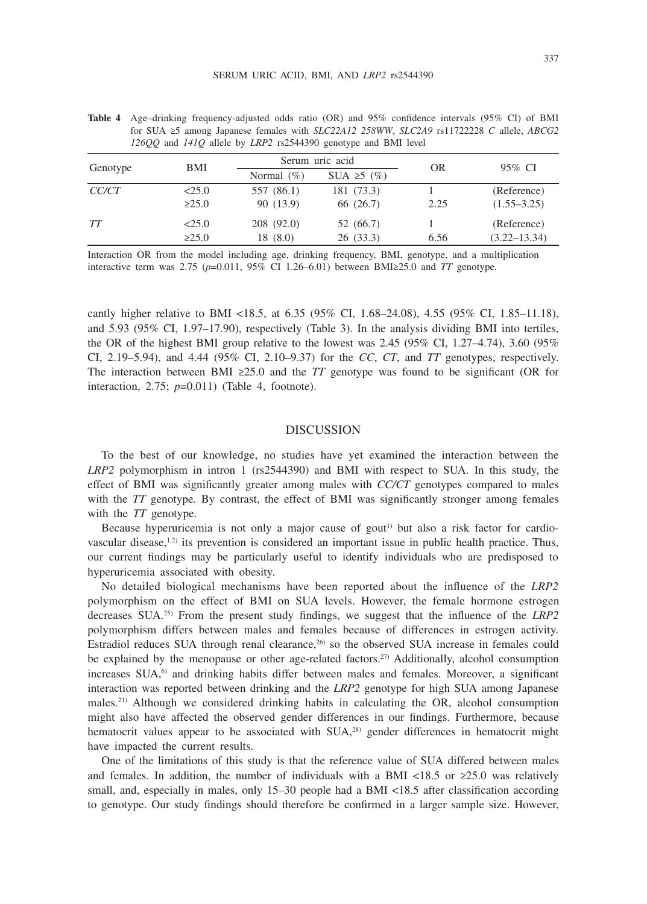**Table 4** Age–drinking frequency-adjusted odds ratio (OR) and 95% confidence intervals (95% CI) of BMI for SUA ≥5 among Japanese females with *SLC22A12 258WW*, *SLC2A9* rs11722228 *C* allele, *ABCG2 126QQ* and *141Q* allele by *LRP2* rs2544390 genotype and BMI level

| Genotype | BMI | Serum uric acid | | OR | 95% CI |
|---|---|---|---|---|---|
| | | Normal (%) | SUA ≥5 (%) | | |
| *CC/CT* | <25.0 | 557 (86.1) | 181 (73.3) | 1 | (Reference) |
| | ≥25.0 | 90 (13.9) | 66 (26.7) | 2.25 | (1.55–3.25) |
| *TT* | <25.0 | 208 (92.0) | 52 (66.7) | 1 | (Reference) |
| | ≥25.0 | 18 (8.0) | 26 (33.3) | 6.56 | (3.22–13.34) |

Interaction OR from the model including age, drinking frequency, BMI, genotype, and a multiplication interactive term was 2.75 ($p$=0.011, 95% CI 1.26–6.01) between BMI≥25.0 and *TT* genotype.

cantly higher relative to BMI <18.5, at 6.35 (95% CI, 1.68–24.08), 4.55 (95% CI, 1.85–11.18), and 5.93 (95% CI, 1.97–17.90), respectively (Table 3). In the analysis dividing BMI into tertiles, the OR of the highest BMI group relative to the lowest was 2.45 (95% CI, 1.27–4.74), 3.60 (95% CI, 2.19–5.94), and 4.44 (95% CI, 2.10–9.37) for the *CC*, *CT*, and *TT* genotypes, respectively. The interaction between BMI ≥25.0 and the *TT* genotype was found to be significant (OR for interaction, 2.75; $p$=0.011) (Table 4, footnote).

## DISCUSSION

To the best of our knowledge, no studies have yet examined the interaction between the *LRP2* polymorphism in intron 1 (rs2544390) and BMI with respect to SUA. In this study, the effect of BMI was significantly greater among males with *CC/CT* genotypes compared to males with the *TT* genotype. By contrast, the effect of BMI was significantly stronger among females with the *TT* genotype.

Because hyperuricemia is not only a major cause of gout[1] but also a risk factor for cardiovascular disease,[1,2] its prevention is considered an important issue in public health practice. Thus, our current findings may be particularly useful to identify individuals who are predisposed to hyperuricemia associated with obesity.

No detailed biological mechanisms have been reported about the influence of the *LRP2* polymorphism on the effect of BMI on SUA levels. However, the female hormone estrogen decreases SUA.[25] From the present study findings, we suggest that the influence of the *LRP2* polymorphism differs between males and females because of differences in estrogen activity. Estradiol reduces SUA through renal clearance,[26] so the observed SUA increase in females could be explained by the menopause or other age-related factors.[27] Additionally, alcohol consumption increases SUA,[6] and drinking habits differ between males and females. Moreover, a significant interaction was reported between drinking and the *LRP2* genotype for high SUA among Japanese males.[21] Although we considered drinking habits in calculating the OR, alcohol consumption might also have affected the observed gender differences in our findings. Furthermore, because hematocrit values appear to be associated with SUA,[28] gender differences in hematocrit might have impacted the current results.

One of the limitations of this study is that the reference value of SUA differed between males and females. In addition, the number of individuals with a BMI <18.5 or ≥25.0 was relatively small, and, especially in males, only 15–30 people had a BMI <18.5 after classification according to genotype. Our study findings should therefore be confirmed in a larger sample size. However,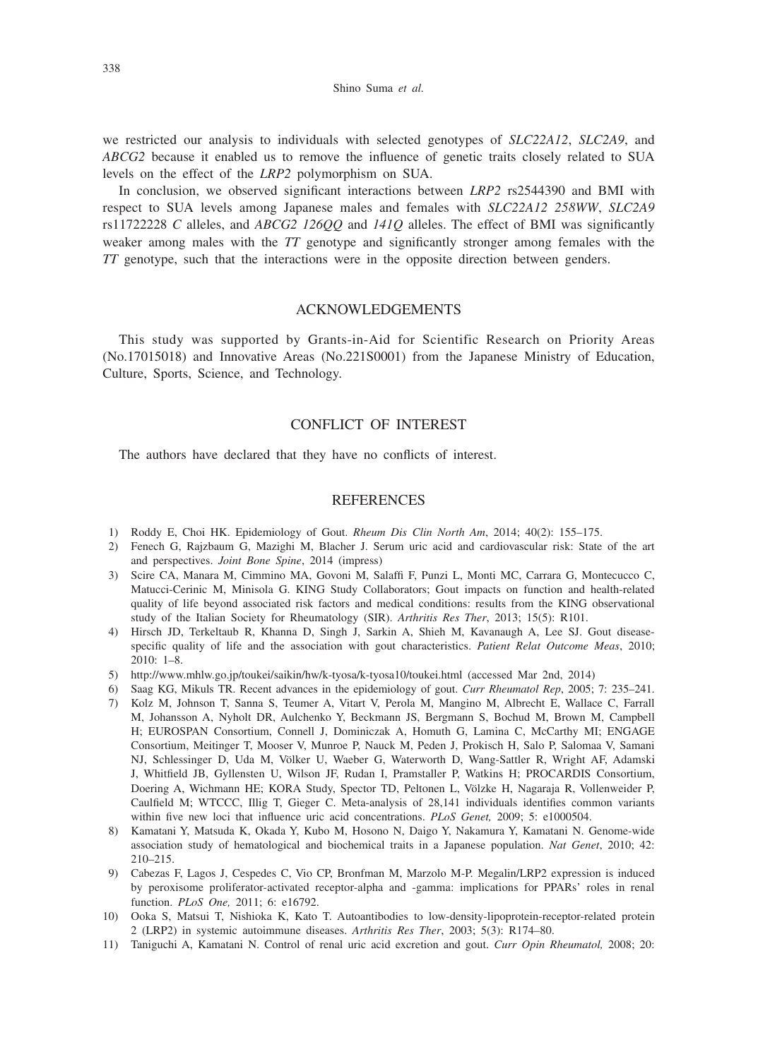we restricted our analysis to individuals with selected genotypes of *SLC22A12*, *SLC2A9*, and *ABCG2* because it enabled us to remove the influence of genetic traits closely related to SUA levels on the effect of the *LRP2* polymorphism on SUA.

In conclusion, we observed significant interactions between *LRP2* rs2544390 and BMI with respect to SUA levels among Japanese males and females with *SLC22A12 258WW*, *SLC2A9* rs11722228 *C* alleles, and *ABCG2 126QQ* and *141Q* alleles. The effect of BMI was significantly weaker among males with the *TT* genotype and significantly stronger among females with the *TT* genotype, such that the interactions were in the opposite direction between genders.

## ACKNOWLEDGEMENTS

This study was supported by Grants-in-Aid for Scientific Research on Priority Areas (No.17015018) and Innovative Areas (No.221S0001) from the Japanese Ministry of Education, Culture, Sports, Science, and Technology.

## CONFLICT OF INTEREST

The authors have declared that they have no conflicts of interest.

## REFERENCES

1) Roddy E, Choi HK. Epidemiology of Gout. *Rheum Dis Clin North Am*, 2014; 40(2): 155–175.
2) Fenech G, Rajzbaum G, Mazighi M, Blacher J. Serum uric acid and cardiovascular risk: State of the art and perspectives. *Joint Bone Spine*, 2014 (impress)
3) Scire CA, Manara M, Cimmino MA, Govoni M, Salaffi F, Punzi L, Monti MC, Carrara G, Montecucco C, Matucci-Cerinic M, Minisola G. KING Study Collaborators; Gout impacts on function and health-related quality of life beyond associated risk factors and medical conditions: results from the KING observational study of the Italian Society for Rheumatology (SIR). *Arthritis Res Ther*, 2013; 15(5): R101.
4) Hirsch JD, Terkeltaub R, Khanna D, Singh J, Sarkin A, Shieh M, Kavanaugh A, Lee SJ. Gout disease-specific quality of life and the association with gout characteristics. *Patient Relat Outcome Meas*, 2010; 2010: 1–8.
5) http://www.mhlw.go.jp/toukei/saikin/hw/k-tyosa/k-tyosa10/toukei.html (accessed Mar 2nd, 2014)
6) Saag KG, Mikuls TR. Recent advances in the epidemiology of gout. *Curr Rheumatol Rep*, 2005; 7: 235–241.
7) Kolz M, Johnson T, Sanna S, Teumer A, Vitart V, Perola M, Mangino M, Albrecht E, Wallace C, Farrall M, Johansson A, Nyholt DR, Aulchenko Y, Beckmann JS, Bergmann S, Bochud M, Brown M, Campbell H; EUROSPAN Consortium, Connell J, Dominiczak A, Homuth G, Lamina C, McCarthy MI; ENGAGE Consortium, Meitinger T, Mooser V, Munroe P, Nauck M, Peden J, Prokisch H, Salo P, Salomaa V, Samani NJ, Schlessinger D, Uda M, Völker U, Waeber G, Waterworth D, Wang-Sattler R, Wright AF, Adamski J, Whitfield JB, Gyllensten U, Wilson JF, Rudan I, Pramstaller P, Watkins H; PROCARDIS Consortium, Doering A, Wichmann HE; KORA Study, Spector TD, Peltonen L, Völzke H, Nagaraja R, Vollenweider P, Caulfield M; WTCCC, Illig T, Gieger C. Meta-analysis of 28,141 individuals identifies common variants within five new loci that influence uric acid concentrations. *PLoS Genet,* 2009; 5: e1000504.
8) Kamatani Y, Matsuda K, Okada Y, Kubo M, Hosono N, Daigo Y, Nakamura Y, Kamatani N. Genome-wide association study of hematological and biochemical traits in a Japanese population. *Nat Genet*, 2010; 42: 210–215.
9) Cabezas F, Lagos J, Cespedes C, Vio CP, Bronfman M, Marzolo M-P. Megalin/LRP2 expression is induced by peroxisome proliferator-activated receptor-alpha and -gamma: implications for PPARs' roles in renal function. *PLoS One,* 2011; 6: e16792.
10) Ooka S, Matsui T, Nishioka K, Kato T. Autoantibodies to low-density-lipoprotein-receptor-related protein 2 (LRP2) in systemic autoimmune diseases. *Arthritis Res Ther*, 2003; 5(3): R174–80.
11) Taniguchi A, Kamatani N. Control of renal uric acid excretion and gout. *Curr Opin Rheumatol,* 2008; 20: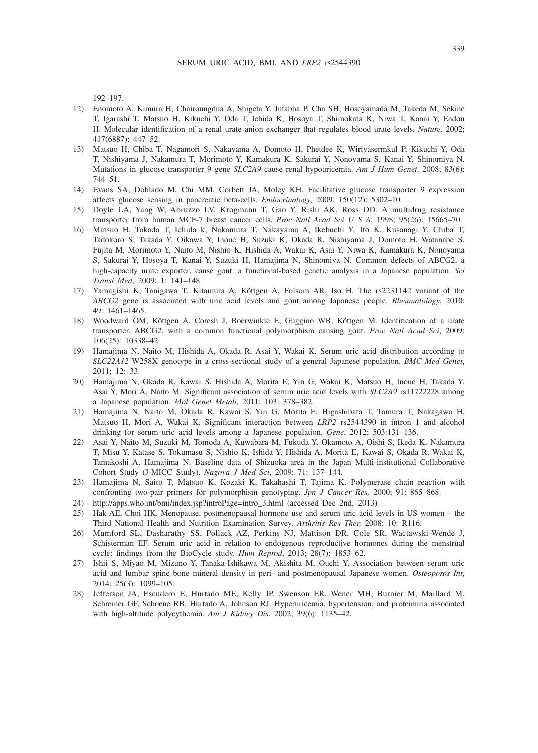192–197.

12) Enomoto A, Kimura H, Chairoungdua A, Shigeta Y, Jutabha P, Cha SH, Hosoyamada M, Takeda M, Sekine T, Igarashi T, Matsuo H, Kikuchi Y, Oda T, Ichida K, Hosoya T, Shimokata K, Niwa T, Kanai Y, Endou H. Molecular identification of a renal urate anion exchanger that regulates blood urate levels. *Nature,* 2002; 417(6887): 447–52.
13) Matsuo H, Chiba T, Nagamori S, Nakayama A, Domoto H, Phetdee K, Wiriyasermkul P, Kikuchi Y, Oda T, Nishiyama J, Nakamura T, Morimoto Y, Kamakura K, Sakurai Y, Nonoyama S, Kanai Y, Shinomiya N. Mutations in glucose transporter 9 gene *SLC2A9* cause renal hypouricemia. *Am J Hum Genet*. 2008; 83(6): 744–51.
14) Evans SA, Doblado M, Chi MM, Corbett JA, Moley KH. Facilitative glucose transporter 9 expression affects glucose sensing in pancreatic beta-cells. *Endocrinology*, 2009; 150(12): 5302–10.
15) Doyle LA, Yang W, Abruzzo LV, Krogmann T, Gao Y, Rishi AK, Ross DD. A multidrug resistance transporter from human MCF-7 breast cancer cells. *Proc Natl Acad Sci U S A*, 1998; 95(26): 15665–70.
16) Matsuo H, Takada T, Ichida k, Nakamura T, Nakayama A, Ikebuchi Y, Ito K, Kusanagi Y, Chiba T, Tadokoro S, Takada Y, Oikawa Y, Inoue H, Suzuki K, Okada R, Nishiyama J, Domoto H, Watanabe S, Fujita M, Morimoto Y, Naito M, Nishio K, Hishida A, Wakai K, Asai Y, Niwa K, Kamakura K, Nonoyama S, Sakurai Y, Hosoya T, Kanai Y, Suzuki H, Hamajima N, Shinomiya N. Common defects of ABCG2, a high-capacity urate exporter, cause gout: a functional-based genetic analysis in a Japanese population. *Sci Transl Med*, 2009; 1: 141–148.
17) Yamagishi K, Tanigawa T, Kitamura A, Köttgen A, Folsom AR, Iso H. The rs2231142 variant of the *ABCG2* gene is associated with uric acid levels and gout among Japanese people. *Rheumatology*, 2010; 49: 1461–1465.
18) Woodward OM, Köttgen A, Coresh J, Boerwinkle E, Guggino WB, Köttgen M. Identification of a urate transporter, ABCG2, with a common functional polymorphism causing gout. *Proc Natl Acad Sci*, 2009; 106(25): 10338–42.
19) Hamajima N, Naito M, Hishida A, Okada R, Asai Y, Wakai K. Serum uric acid distribution according to *SLC22A12* W258X genotype in a cross-sectional study of a general Japanese population. *BMC Med Genet*, 2011; 12: 33.
20) Hamajima N, Okada R, Kawai S, Hishida A, Morita E, Yin G, Wakai K, Matsuo H, Inoue H, Takada Y, Asai Y, Mori A, Naito M. Significant association of serum uric acid levels with *SLC2A9* rs11722228 among a Japanese population. *Mol Genet Metab*, 2011; 103: 378–382.
21) Hamajima N, Naito M, Okada R, Kawai S, Yin G, Morita E, Higashibata T, Tamura T, Nakagawa H, Matsuo H, Mori A, Wakai K. Significant interaction between *LRP2* rs2544390 in intron 1 and alcohol drinking for serum uric acid levels among a Japanese population. *Gene*, 2012; 503:131–136.
22) Asai Y, Naito M, Suzuki M, Tomoda A, Kuwabara M, Fukuda Y, Okamoto A, Oishi S, Ikeda K, Nakamura T, Misu Y, Katase S, Tokumasu S, Nishio K, Ishida Y, Hishida A, Morita E, Kawai S, Okada R, Wakai K, Tamakoshi A, Hamajima N. Baseline data of Shizuoka area in the Japan Multi-institutional Collaborative Cohort Study (J-MICC Study). *Nagoya J Med Sci*, 2009; 71: 137–144.
23) Hamajima N, Saito T, Matsuo K, Kozaki K, Takahashi T, Tajima K. Polymerase chain reaction with confronting two-pair primers for polymorphism genotyping. *Jpn J Cancer Res,* 2000; 91: 865–868.
24) http://apps.who.int/bmi/index.jsp?introPage=intro_3.html (accessed Dec 2nd, 2013)
25) Hak AE, Choi HK. Menopause, postmenopausal hormone use and serum uric acid levels in US women – the Third National Health and Nutrition Examination Survey. *Arthritis Res Ther,* 2008; 10: R116.
26) Mumford SL, Dasharathy SS, Pollack AZ, Perkins NJ, Mattison DR, Cole SR, Wactawski-Wende J, Schisterman EF. Serum uric acid in relation to endogenous reproductive hormones during the menstrual cycle: findings from the BioCycle study. *Hum Reprod*, 2013; 28(7): 1853–62.
27) Ishii S, Miyao M, Mizuno Y, Tanaka-Ishikawa M, Akishita M, Ouchi Y. Association between serum uric acid and lumbar spine bone mineral density in peri- and postmenopausal Japanese women. *Osteoporos Int*, 2014; 25(3): 1099–105.
28) Jefferson JA, Escudero E, Hurtado ME, Kelly JP, Swenson ER, Wener MH, Burnier M, Maillard M, Schreiner GF, Schoene RB, Hurtado A, Johnson RJ. Hyperuricemia, hypertension, and proteinuria associated with high-altitude polycythemia. *Am J Kidney Dis*, 2002; 39(6): 1135–42.